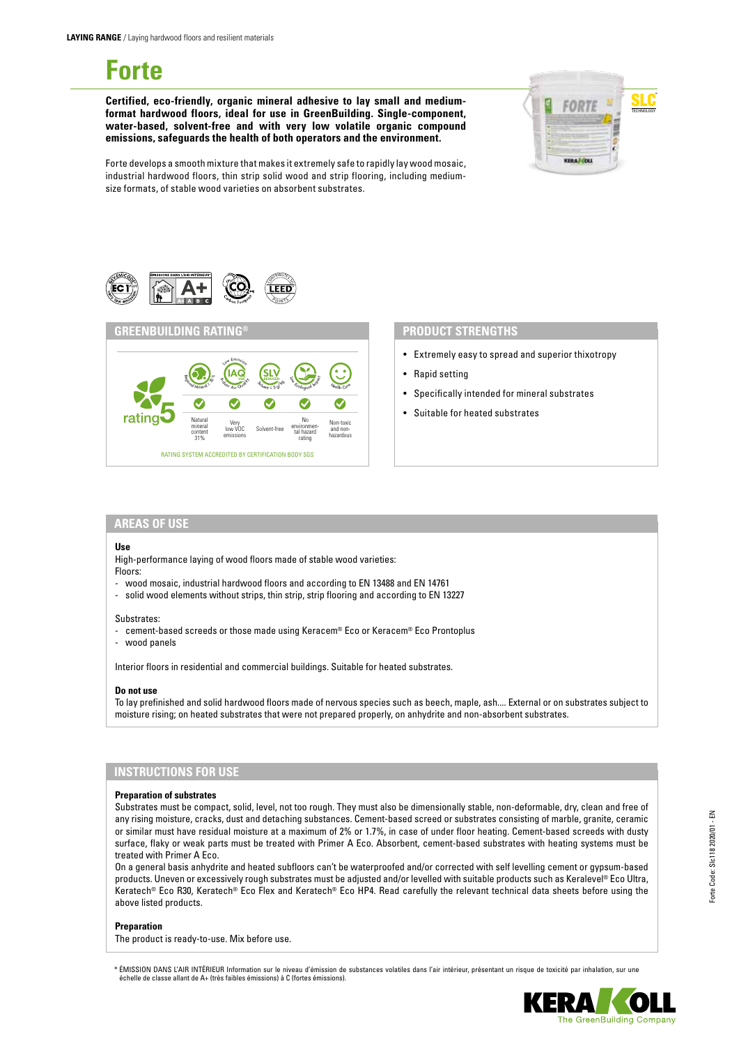**LAYING RANGE** / Laying hardwood floors and resilient materials

# Forte

**Certified, eco-friendly, organic mineral adhesive to lay small and medium-format hardwood floors, ideal for use in GreenBuilding. Single-component, water-based, solvent-free and with very low volatile organic compound emissions, safeguards the health of both operators and the environment.**

Forte develops a smooth mixture that makes it extremely safe to rapidly lay wood mosaic, industrial hardwood floors, thin strip solid wood and strip flooring, including medium-size formats, of stable wood varieties on absorbent substrates.

## GREENBUILDING RATING®

rating 5

| Natural mineral content 31% | Very low VOC emissions | Solvent-free | No environmental hazard rating | Non-toxic and non-hazardous |
|---|---|---|---|---|
| ✓ | ✓ | ✓ | ✓ | ✓ |

RATING SYSTEM ACCREDITED BY CERTIFICATION BODY SGS

## PRODUCT STRENGTHS

- Extremely easy to spread and superior thixotropy
- Rapid setting
- Specifically intended for mineral substrates
- Suitable for heated substrates

## AREAS OF USE

**Use**

High-performance laying of wood floors made of stable wood varieties:

Floors:

- wood mosaic, industrial hardwood floors and according to EN 13488 and EN 14761
- solid wood elements without strips, thin strip, strip flooring and according to EN 13227

Substrates:

- cement-based screeds or those made using Keracem® Eco or Keracem® Eco Prontoplus
- wood panels

Interior floors in residential and commercial buildings. Suitable for heated substrates.

**Do not use**

To lay prefinished and solid hardwood floors made of nervous species such as beech, maple, ash.... External or on substrates subject to moisture rising; on heated substrates that were not prepared properly, on anhydrite and non-absorbent substrates.

## INSTRUCTIONS FOR USE

**Preparation of substrates**

Substrates must be compact, solid, level, not too rough. They must also be dimensionally stable, non-deformable, dry, clean and free of any rising moisture, cracks, dust and detaching substances. Cement-based screed or substrates consisting of marble, granite, ceramic or similar must have residual moisture at a maximum of 2% or 1.7%, in case of under floor heating. Cement-based screeds with dusty surface, flaky or weak parts must be treated with Primer A Eco. Absorbent, cement-based substrates with heating systems must be treated with Primer A Eco.

On a general basis anhydrite and heated subfloors can't be waterproofed and/or corrected with self levelling cement or gypsum-based products. Uneven or excessively rough substrates must be adjusted and/or levelled with suitable products such as Keralevel® Eco Ultra, Keratech® Eco R30, Keratech® Eco Flex and Keratech® Eco HP4. Read carefully the relevant technical data sheets before using the above listed products.

**Preparation**

The product is ready-to-use. Mix before use.

\* ÉMISSION DANS L'AIR INTÉRIEUR Information sur le niveau d'émission de substances volatiles dans l'air intérieur, présentant un risque de toxicité par inhalation, sur une échelle de classe allant de A+ (très faibles émissions) à C (fortes émissions).

Forte Code: Slc118 2020/01 - EN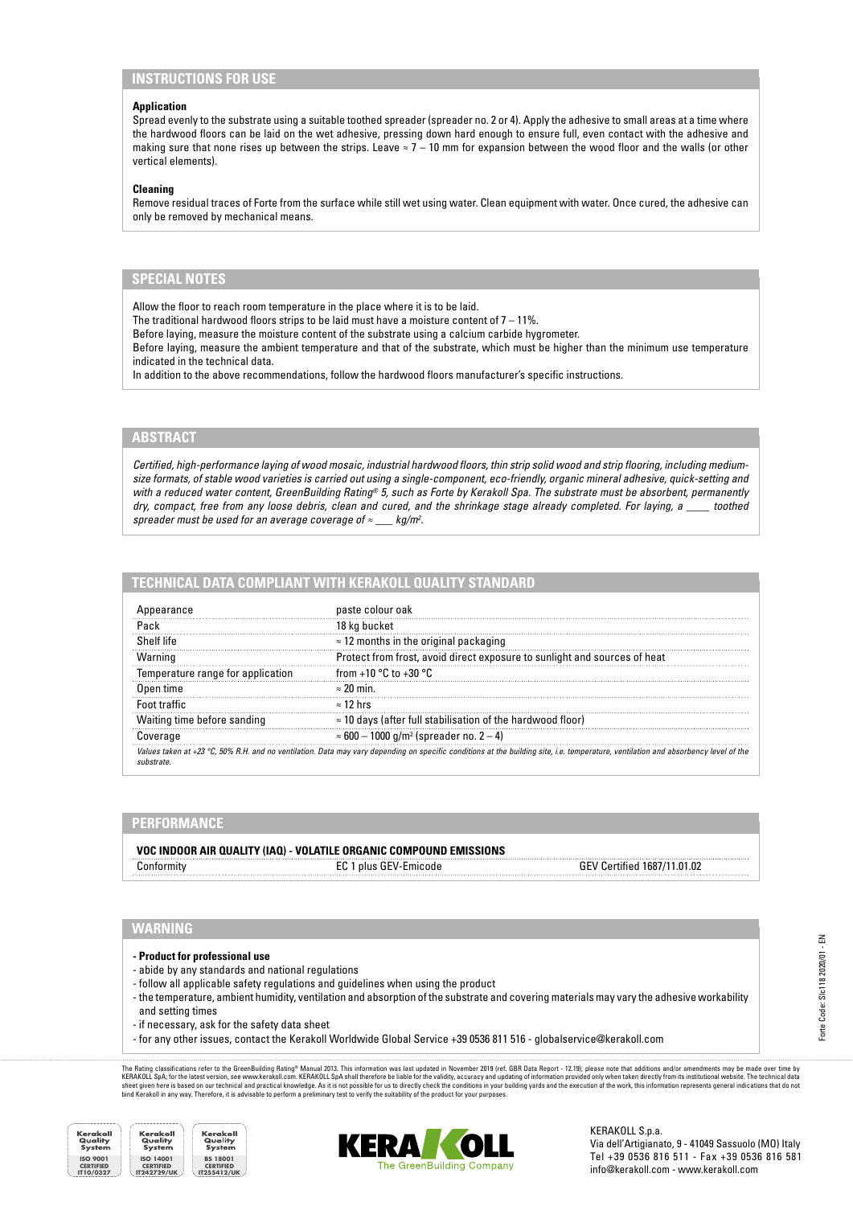## INSTRUCTIONS FOR USE

**Application**

Spread evenly to the substrate using a suitable toothed spreader (spreader no. 2 or 4). Apply the adhesive to small areas at a time where the hardwood floors can be laid on the wet adhesive, pressing down hard enough to ensure full, even contact with the adhesive and making sure that none rises up between the strips. Leave ≈ 7 – 10 mm for expansion between the wood floor and the walls (or other vertical elements).

**Cleaning**

Remove residual traces of Forte from the surface while still wet using water. Clean equipment with water. Once cured, the adhesive can only be removed by mechanical means.

## SPECIAL NOTES

Allow the floor to reach room temperature in the place where it is to be laid.
The traditional hardwood floors strips to be laid must have a moisture content of 7 – 11%.
Before laying, measure the moisture content of the substrate using a calcium carbide hygrometer.
Before laying, measure the ambient temperature and that of the substrate, which must be higher than the minimum use temperature indicated in the technical data.
In addition to the above recommendations, follow the hardwood floors manufacturer's specific instructions.

## ABSTRACT

*Certified, high-performance laying of wood mosaic, industrial hardwood floors, thin strip solid wood and strip flooring, including medium-size formats, of stable wood varieties is carried out using a single-component, eco-friendly, organic mineral adhesive, quick-setting and with a reduced water content, GreenBuilding Rating® 5, such as Forte by Kerakoll Spa. The substrate must be absorbent, permanently dry, compact, free from any loose debris, clean and cured, and the shrinkage stage already completed. For laying, a ____ toothed spreader must be used for an average coverage of ≈ ___ kg/m².*

## TECHNICAL DATA COMPLIANT WITH KERAKOLL QUALITY STANDARD

| | |
|---|---|
| Appearance | paste colour oak |
| Pack | 18 kg bucket |
| Shelf life | ≈ 12 months in the original packaging |
| Warning | Protect from frost, avoid direct exposure to sunlight and sources of heat |
| Temperature range for application | from +10 °C to +30 °C |
| Open time | ≈ 20 min. |
| Foot traffic | ≈ 12 hrs |
| Waiting time before sanding | ≈ 10 days (after full stabilisation of the hardwood floor) |
| Coverage | ≈ 600 – 1000 g/m² (spreader no. 2 – 4) |

*Values taken at +23 °C, 50% R.H. and no ventilation. Data may vary depending on specific conditions at the building site, i.e. temperature, ventilation and absorbency level of the substrate.*

## PERFORMANCE

| VOC INDOOR AIR QUALITY (IAQ) - VOLATILE ORGANIC COMPOUND EMISSIONS | | |
|---|---|---|
| Conformity | EC 1 plus GEV-Emicode | GEV Certified 1687/11.01.02 |

## WARNING

- **Product for professional use**
- abide by any standards and national regulations
- follow all applicable safety regulations and guidelines when using the product
- the temperature, ambient humidity, ventilation and absorption of the substrate and covering materials may vary the adhesive workability and setting times
- if necessary, ask for the safety data sheet
- for any other issues, contact the Kerakoll Worldwide Global Service +39 0536 811 516 - globalservice@kerakoll.com

The Rating classifications refer to the GreenBuilding Rating® Manual 2013. This information was last updated in November 2019 (ref. GBR Data Report - 12.19); please note that additions and/or amendments may be made over time by KERAKOLL SpA; for the latest version, see www.kerakoll.com. KERAKOLL SpA shall therefore be liable for the validity, accuracy and updating of information provided only when taken directly from its institutional website. The technical data sheet given here is based on our technical and practical knowledge. As it is not possible for us to directly check the conditions in your building yards and the execution of the work, this information represents general indications that do not bind Kerakoll in any way. Therefore, it is advisable to perform a preliminary test to verify the suitability of the product for your purposes.

Forte Code: S1c118 2020/01 - EN

Kerakoll Quality System ISO 9001 CERTIFIED IT10/0327 — Kerakoll Quality System ISO 14001 CERTIFIED IT242729/UK — Kerakoll Quality System BS 18001 CERTIFIED IT255412/UK

KERAKOLL The GreenBuilding Company

KERAKOLL S.p.a.
Via dell'Artigianato, 9 - 41049 Sassuolo (MO) Italy
Tel +39 0536 816 511 - Fax +39 0536 816 581
info@kerakoll.com - www.kerakoll.com